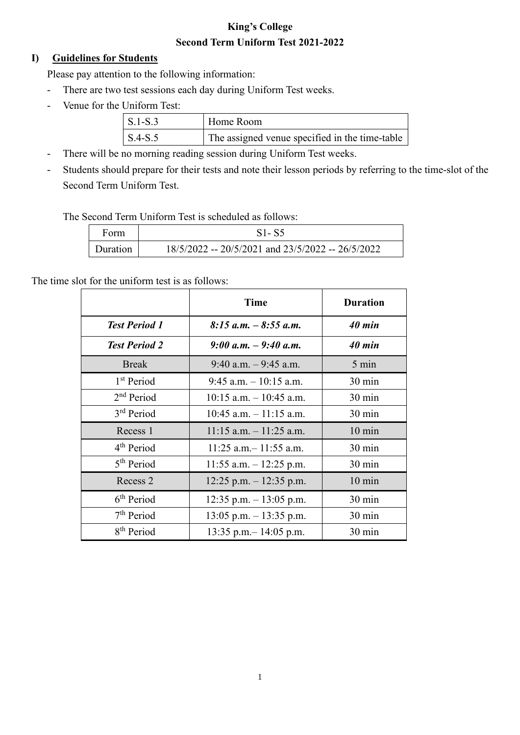**King's College**

**Second Term Uniform Test 2021-2022**

## I) Guidelines for Students

Please pay attention to the following information:

- There are two test sessions each day during Uniform Test weeks.
- Venue for the Uniform Test:

| S.1-S.3 | Home Room |
|---|---|
| S.4-S.5 | The assigned venue specified in the time-table |

- There will be no morning reading session during Uniform Test weeks.
- Students should prepare for their tests and note their lesson periods by referring to the time-slot of the Second Term Uniform Test.

The Second Term Uniform Test is scheduled as follows:

| Form | S1- S5 |
|---|---|
| Duration | 18/5/2022 -- 20/5/2021 and 23/5/2022 -- 26/5/2022 |

The time slot for the uniform test is as follows:

| | Time | Duration |
|---|---|---|
| ***Test Period 1*** | ***8:15 a.m. – 8:55 a.m.*** | ***40 min*** |
| ***Test Period 2*** | ***9:00 a.m. – 9:40 a.m.*** | ***40 min*** |
| Break | 9:40 a.m. – 9:45 a.m. | 5 min |
| 1st Period | 9:45 a.m. – 10:15 a.m. | 30 min |
| 2nd Period | 10:15 a.m. – 10:45 a.m. | 30 min |
| 3rd Period | 10:45 a.m. – 11:15 a.m. | 30 min |
| Recess 1 | 11:15 a.m. – 11:25 a.m. | 10 min |
| 4th Period | 11:25 a.m.– 11:55 a.m. | 30 min |
| 5th Period | 11:55 a.m. – 12:25 p.m. | 30 min |
| Recess 2 | 12:25 p.m. – 12:35 p.m. | 10 min |
| 6th Period | 12:35 p.m. – 13:05 p.m. | 30 min |
| 7th Period | 13:05 p.m. – 13:35 p.m. | 30 min |
| 8th Period | 13:35 p.m.– 14:05 p.m. | 30 min |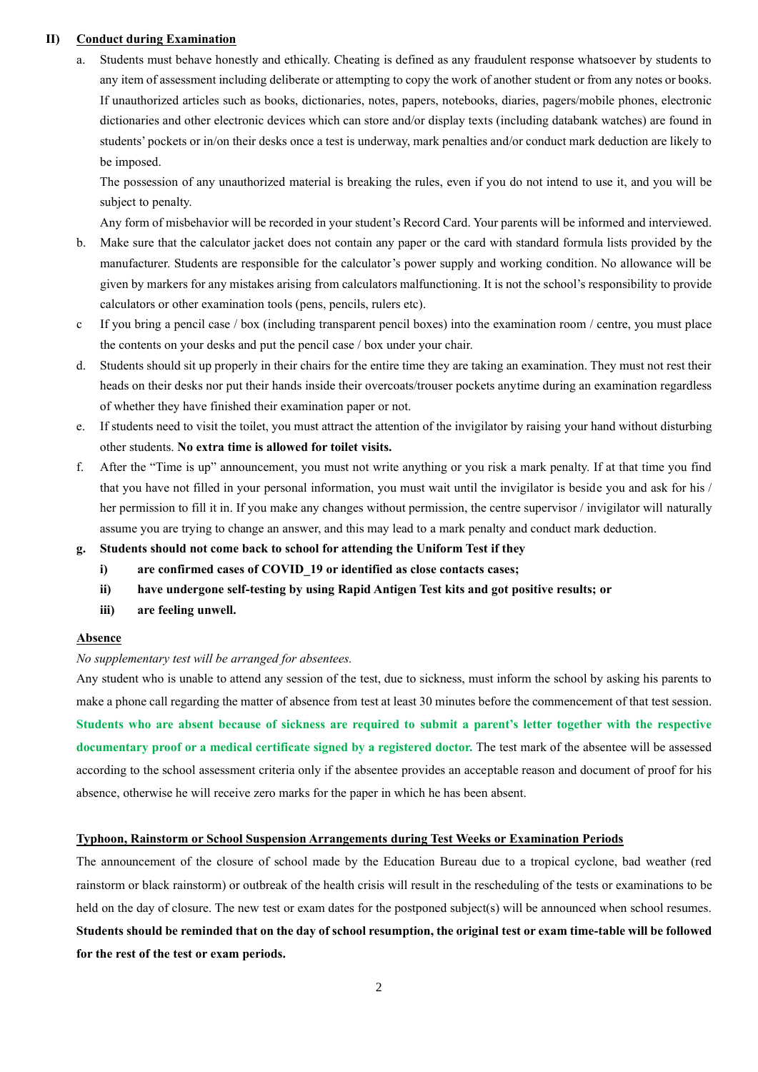## II) Conduct during Examination

a. Students must behave honestly and ethically. Cheating is defined as any fraudulent response whatsoever by students to any item of assessment including deliberate or attempting to copy the work of another student or from any notes or books. If unauthorized articles such as books, dictionaries, notes, papers, notebooks, diaries, pagers/mobile phones, electronic dictionaries and other electronic devices which can store and/or display texts (including databank watches) are found in students' pockets or in/on their desks once a test is underway, mark penalties and/or conduct mark deduction are likely to be imposed.

   The possession of any unauthorized material is breaking the rules, even if you do not intend to use it, and you will be subject to penalty.

   Any form of misbehavior will be recorded in your student's Record Card. Your parents will be informed and interviewed.

b. Make sure that the calculator jacket does not contain any paper or the card with standard formula lists provided by the manufacturer. Students are responsible for the calculator's power supply and working condition. No allowance will be given by markers for any mistakes arising from calculators malfunctioning. It is not the school's responsibility to provide calculators or other examination tools (pens, pencils, rulers etc).

c If you bring a pencil case / box (including transparent pencil boxes) into the examination room / centre, you must place the contents on your desks and put the pencil case / box under your chair.

d. Students should sit up properly in their chairs for the entire time they are taking an examination. They must not rest their heads on their desks nor put their hands inside their overcoats/trouser pockets anytime during an examination regardless of whether they have finished their examination paper or not.

e. If students need to visit the toilet, you must attract the attention of the invigilator by raising your hand without disturbing other students. **No extra time is allowed for toilet visits.**

f. After the "Time is up" announcement, you must not write anything or you risk a mark penalty. If at that time you find that you have not filled in your personal information, you must wait until the invigilator is beside you and ask for his / her permission to fill it in. If you make any changes without permission, the centre supervisor / invigilator will naturally assume you are trying to change an answer, and this may lead to a mark penalty and conduct mark deduction.

**g. Students should not come back to school for attending the Uniform Test if they**

   **i) are confirmed cases of COVID_19 or identified as close contacts cases;**

   **ii) have undergone self-testing by using Rapid Antigen Test kits and got positive results; or**

   **iii) are feeling unwell.**

### Absence

*No supplementary test will be arranged for absentees.*

Any student who is unable to attend any session of the test, due to sickness, must inform the school by asking his parents to make a phone call regarding the matter of absence from test at least 30 minutes before the commencement of that test session. **Students who are absent because of sickness are required to submit a parent's letter together with the respective documentary proof or a medical certificate signed by a registered doctor.** The test mark of the absentee will be assessed according to the school assessment criteria only if the absentee provides an acceptable reason and document of proof for his absence, otherwise he will receive zero marks for the paper in which he has been absent.

### Typhoon, Rainstorm or School Suspension Arrangements during Test Weeks or Examination Periods

The announcement of the closure of school made by the Education Bureau due to a tropical cyclone, bad weather (red rainstorm or black rainstorm) or outbreak of the health crisis will result in the rescheduling of the tests or examinations to be held on the day of closure. The new test or exam dates for the postponed subject(s) will be announced when school resumes. **Students should be reminded that on the day of school resumption, the original test or exam time-table will be followed for the rest of the test or exam periods.**